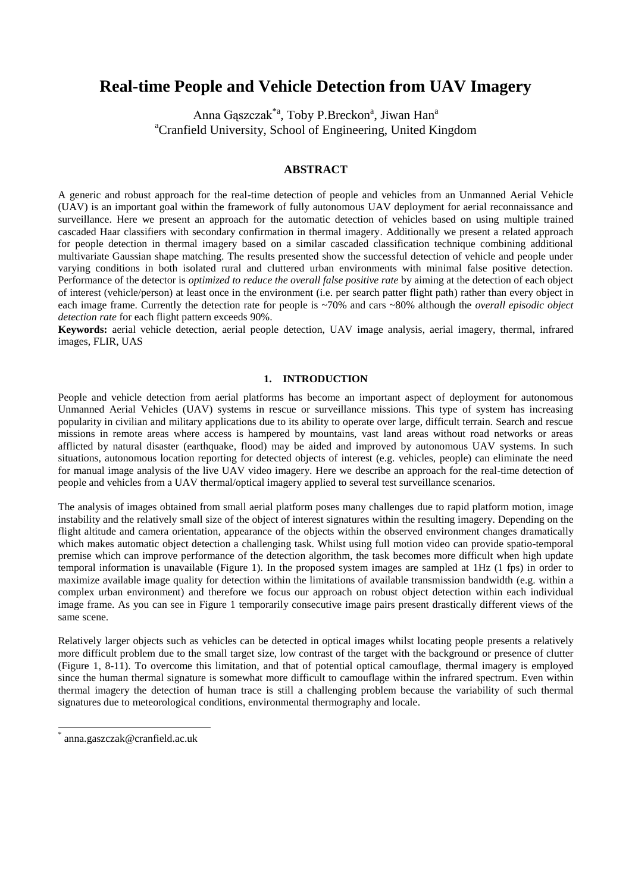# Real-time People and Vehicle Detection from UAV Imagery

Anna Gąszczak[*a], Toby P.Breckon[a], Jiwan Han[a]

[a]Cranfield University, School of Engineering, United Kingdom

## ABSTRACT

A generic and robust approach for the real-time detection of people and vehicles from an Unmanned Aerial Vehicle (UAV) is an important goal within the framework of fully autonomous UAV deployment for aerial reconnaissance and surveillance. Here we present an approach for the automatic detection of vehicles based on using multiple trained cascaded Haar classifiers with secondary confirmation in thermal imagery. Additionally we present a related approach for people detection in thermal imagery based on a similar cascaded classification technique combining additional multivariate Gaussian shape matching. The results presented show the successful detection of vehicle and people under varying conditions in both isolated rural and cluttered urban environments with minimal false positive detection. Performance of the detector is *optimized to reduce the overall false positive rate* by aiming at the detection of each object of interest (vehicle/person) at least once in the environment (i.e. per search patter flight path) rather than every object in each image frame. Currently the detection rate for people is ~70% and cars ~80% although the *overall episodic object detection rate* for each flight pattern exceeds 90%.

**Keywords:** aerial vehicle detection, aerial people detection, UAV image analysis, aerial imagery, thermal, infrared images, FLIR, UAS

## 1. INTRODUCTION

People and vehicle detection from aerial platforms has become an important aspect of deployment for autonomous Unmanned Aerial Vehicles (UAV) systems in rescue or surveillance missions. This type of system has increasing popularity in civilian and military applications due to its ability to operate over large, difficult terrain. Search and rescue missions in remote areas where access is hampered by mountains, vast land areas without road networks or areas afflicted by natural disaster (earthquake, flood) may be aided and improved by autonomous UAV systems. In such situations, autonomous location reporting for detected objects of interest (e.g. vehicles, people) can eliminate the need for manual image analysis of the live UAV video imagery. Here we describe an approach for the real-time detection of people and vehicles from a UAV thermal/optical imagery applied to several test surveillance scenarios.

The analysis of images obtained from small aerial platform poses many challenges due to rapid platform motion, image instability and the relatively small size of the object of interest signatures within the resulting imagery. Depending on the flight altitude and camera orientation, appearance of the objects within the observed environment changes dramatically which makes automatic object detection a challenging task. Whilst using full motion video can provide spatio-temporal premise which can improve performance of the detection algorithm, the task becomes more difficult when high update temporal information is unavailable (Figure 1). In the proposed system images are sampled at 1Hz (1 fps) in order to maximize available image quality for detection within the limitations of available transmission bandwidth (e.g. within a complex urban environment) and therefore we focus our approach on robust object detection within each individual image frame. As you can see in Figure 1 temporarily consecutive image pairs present drastically different views of the same scene.

Relatively larger objects such as vehicles can be detected in optical images whilst locating people presents a relatively more difficult problem due to the small target size, low contrast of the target with the background or presence of clutter (Figure 1, 8-11). To overcome this limitation, and that of potential optical camouflage, thermal imagery is employed since the human thermal signature is somewhat more difficult to camouflage within the infrared spectrum. Even within thermal imagery the detection of human trace is still a challenging problem because the variability of such thermal signatures due to meteorological conditions, environmental thermography and locale.

[*] anna.gaszczak@cranfield.ac.uk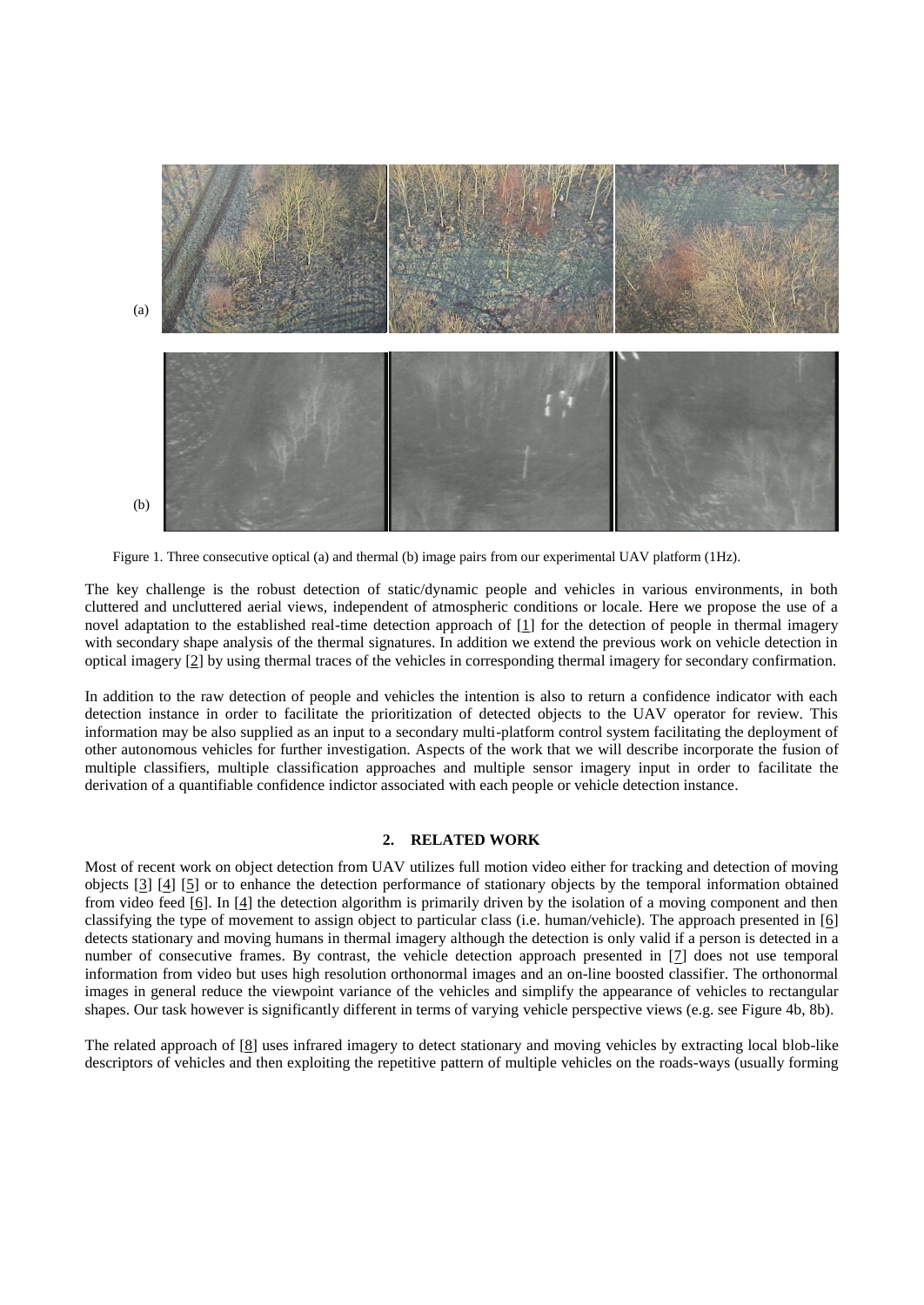(a)

(b)

Figure 1. Three consecutive optical (a) and thermal (b) image pairs from our experimental UAV platform (1Hz).

The key challenge is the robust detection of static/dynamic people and vehicles in various environments, in both cluttered and uncluttered aerial views, independent of atmospheric conditions or locale. Here we propose the use of a novel adaptation to the established real-time detection approach of [1] for the detection of people in thermal imagery with secondary shape analysis of the thermal signatures. In addition we extend the previous work on vehicle detection in optical imagery [2] by using thermal traces of the vehicles in corresponding thermal imagery for secondary confirmation.

In addition to the raw detection of people and vehicles the intention is also to return a confidence indicator with each detection instance in order to facilitate the prioritization of detected objects to the UAV operator for review. This information may be also supplied as an input to a secondary multi-platform control system facilitating the deployment of other autonomous vehicles for further investigation. Aspects of the work that we will describe incorporate the fusion of multiple classifiers, multiple classification approaches and multiple sensor imagery input in order to facilitate the derivation of a quantifiable confidence indictor associated with each people or vehicle detection instance.

## 2. RELATED WORK

Most of recent work on object detection from UAV utilizes full motion video either for tracking and detection of moving objects [3] [4] [5] or to enhance the detection performance of stationary objects by the temporal information obtained from video feed [6]. In [4] the detection algorithm is primarily driven by the isolation of a moving component and then classifying the type of movement to assign object to particular class (i.e. human/vehicle). The approach presented in [6] detects stationary and moving humans in thermal imagery although the detection is only valid if a person is detected in a number of consecutive frames. By contrast, the vehicle detection approach presented in [7] does not use temporal information from video but uses high resolution orthonormal images and an on-line boosted classifier. The orthonormal images in general reduce the viewpoint variance of the vehicles and simplify the appearance of vehicles to rectangular shapes. Our task however is significantly different in terms of varying vehicle perspective views (e.g. see Figure 4b, 8b).

The related approach of [8] uses infrared imagery to detect stationary and moving vehicles by extracting local blob-like descriptors of vehicles and then exploiting the repetitive pattern of multiple vehicles on the roads-ways (usually forming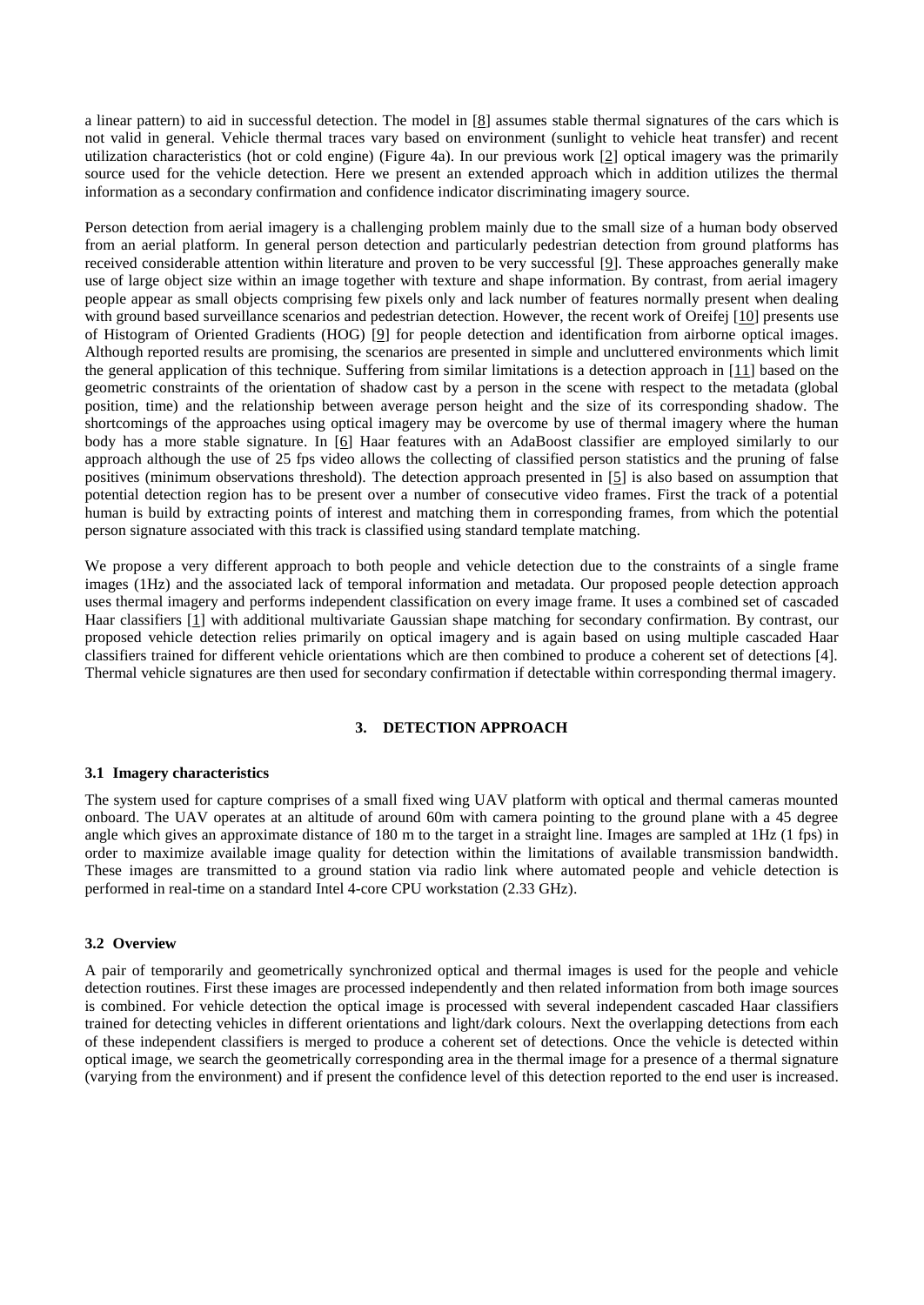a linear pattern) to aid in successful detection. The model in [8] assumes stable thermal signatures of the cars which is not valid in general. Vehicle thermal traces vary based on environment (sunlight to vehicle heat transfer) and recent utilization characteristics (hot or cold engine) (Figure 4a). In our previous work [2] optical imagery was the primarily source used for the vehicle detection. Here we present an extended approach which in addition utilizes the thermal information as a secondary confirmation and confidence indicator discriminating imagery source.

Person detection from aerial imagery is a challenging problem mainly due to the small size of a human body observed from an aerial platform. In general person detection and particularly pedestrian detection from ground platforms has received considerable attention within literature and proven to be very successful [9]. These approaches generally make use of large object size within an image together with texture and shape information. By contrast, from aerial imagery people appear as small objects comprising few pixels only and lack number of features normally present when dealing with ground based surveillance scenarios and pedestrian detection. However, the recent work of Oreifej [10] presents use of Histogram of Oriented Gradients (HOG) [9] for people detection and identification from airborne optical images. Although reported results are promising, the scenarios are presented in simple and uncluttered environments which limit the general application of this technique. Suffering from similar limitations is a detection approach in [11] based on the geometric constraints of the orientation of shadow cast by a person in the scene with respect to the metadata (global position, time) and the relationship between average person height and the size of its corresponding shadow. The shortcomings of the approaches using optical imagery may be overcome by use of thermal imagery where the human body has a more stable signature. In [6] Haar features with an AdaBoost classifier are employed similarly to our approach although the use of 25 fps video allows the collecting of classified person statistics and the pruning of false positives (minimum observations threshold). The detection approach presented in [5] is also based on assumption that potential detection region has to be present over a number of consecutive video frames. First the track of a potential human is build by extracting points of interest and matching them in corresponding frames, from which the potential person signature associated with this track is classified using standard template matching.

We propose a very different approach to both people and vehicle detection due to the constraints of a single frame images (1Hz) and the associated lack of temporal information and metadata. Our proposed people detection approach uses thermal imagery and performs independent classification on every image frame. It uses a combined set of cascaded Haar classifiers [1] with additional multivariate Gaussian shape matching for secondary confirmation. By contrast, our proposed vehicle detection relies primarily on optical imagery and is again based on using multiple cascaded Haar classifiers trained for different vehicle orientations which are then combined to produce a coherent set of detections [4]. Thermal vehicle signatures are then used for secondary confirmation if detectable within corresponding thermal imagery.

## 3. DETECTION APPROACH

### 3.1 Imagery characteristics

The system used for capture comprises of a small fixed wing UAV platform with optical and thermal cameras mounted onboard. The UAV operates at an altitude of around 60m with camera pointing to the ground plane with a 45 degree angle which gives an approximate distance of 180 m to the target in a straight line. Images are sampled at 1Hz (1 fps) in order to maximize available image quality for detection within the limitations of available transmission bandwidth. These images are transmitted to a ground station via radio link where automated people and vehicle detection is performed in real-time on a standard Intel 4-core CPU workstation (2.33 GHz).

### 3.2 Overview

A pair of temporarily and geometrically synchronized optical and thermal images is used for the people and vehicle detection routines. First these images are processed independently and then related information from both image sources is combined. For vehicle detection the optical image is processed with several independent cascaded Haar classifiers trained for detecting vehicles in different orientations and light/dark colours. Next the overlapping detections from each of these independent classifiers is merged to produce a coherent set of detections. Once the vehicle is detected within optical image, we search the geometrically corresponding area in the thermal image for a presence of a thermal signature (varying from the environment) and if present the confidence level of this detection reported to the end user is increased.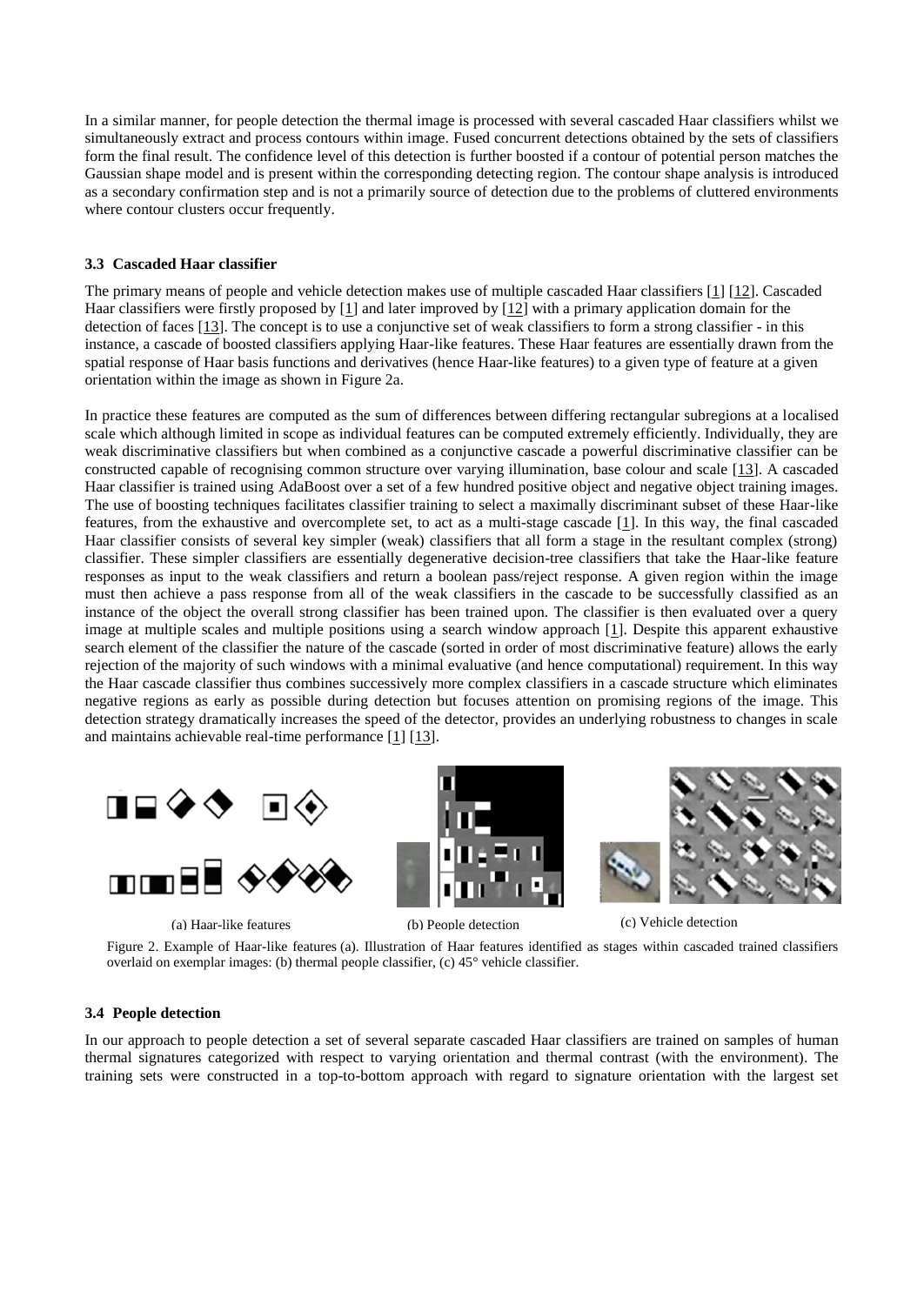In a similar manner, for people detection the thermal image is processed with several cascaded Haar classifiers whilst we simultaneously extract and process contours within image. Fused concurrent detections obtained by the sets of classifiers form the final result. The confidence level of this detection is further boosted if a contour of potential person matches the Gaussian shape model and is present within the corresponding detecting region. The contour shape analysis is introduced as a secondary confirmation step and is not a primarily source of detection due to the problems of cluttered environments where contour clusters occur frequently.

### 3.3 Cascaded Haar classifier

The primary means of people and vehicle detection makes use of multiple cascaded Haar classifiers [1] [12]. Cascaded Haar classifiers were firstly proposed by [1] and later improved by [12] with a primary application domain for the detection of faces [13]. The concept is to use a conjunctive set of weak classifiers to form a strong classifier - in this instance, a cascade of boosted classifiers applying Haar-like features. These Haar features are essentially drawn from the spatial response of Haar basis functions and derivatives (hence Haar-like features) to a given type of feature at a given orientation within the image as shown in Figure 2a.

In practice these features are computed as the sum of differences between differing rectangular subregions at a localised scale which although limited in scope as individual features can be computed extremely efficiently. Individually, they are weak discriminative classifiers but when combined as a conjunctive cascade a powerful discriminative classifier can be constructed capable of recognising common structure over varying illumination, base colour and scale [13]. A cascaded Haar classifier is trained using AdaBoost over a set of a few hundred positive object and negative object training images. The use of boosting techniques facilitates classifier training to select a maximally discriminant subset of these Haar-like features, from the exhaustive and overcomplete set, to act as a multi-stage cascade [1]. In this way, the final cascaded Haar classifier consists of several key simpler (weak) classifiers that all form a stage in the resultant complex (strong) classifier. These simpler classifiers are essentially degenerative decision-tree classifiers that take the Haar-like feature responses as input to the weak classifiers and return a boolean pass/reject response. A given region within the image must then achieve a pass response from all of the weak classifiers in the cascade to be successfully classified as an instance of the object the overall strong classifier has been trained upon. The classifier is then evaluated over a query image at multiple scales and multiple positions using a search window approach [1]. Despite this apparent exhaustive search element of the classifier the nature of the cascade (sorted in order of most discriminative feature) allows the early rejection of the majority of such windows with a minimal evaluative (and hence computational) requirement. In this way the Haar cascade classifier thus combines successively more complex classifiers in a cascade structure which eliminates negative regions as early as possible during detection but focuses attention on promising regions of the image. This detection strategy dramatically increases the speed of the detector, provides an underlying robustness to changes in scale and maintains achievable real-time performance [1] [13].

(a) Haar-like features (b) People detection (c) Vehicle detection

Figure 2. Example of Haar-like features (a). Illustration of Haar features identified as stages within cascaded trained classifiers overlaid on exemplar images: (b) thermal people classifier, (c) 45° vehicle classifier.

### 3.4 People detection

In our approach to people detection a set of several separate cascaded Haar classifiers are trained on samples of human thermal signatures categorized with respect to varying orientation and thermal contrast (with the environment). The training sets were constructed in a top-to-bottom approach with regard to signature orientation with the largest set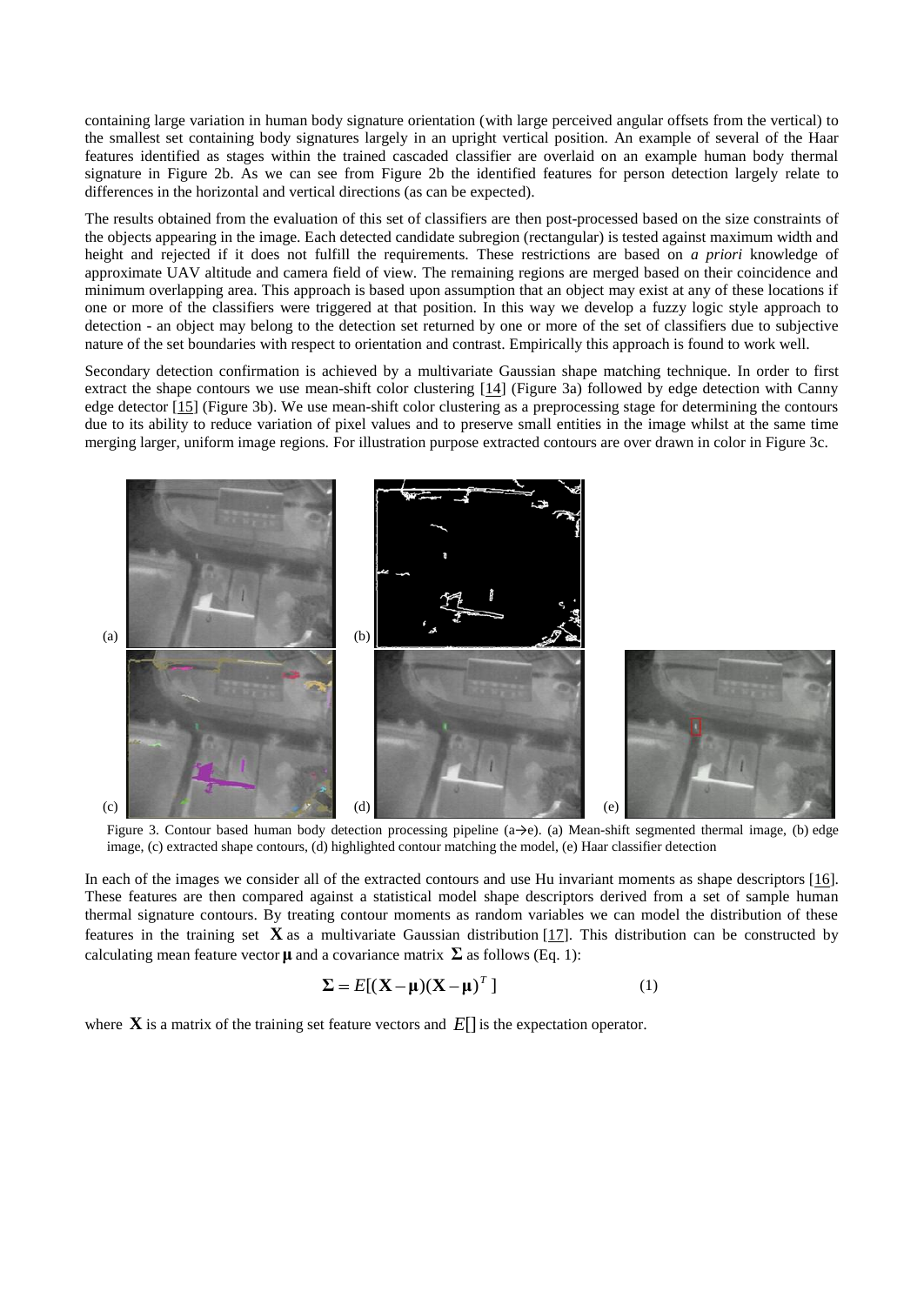containing large variation in human body signature orientation (with large perceived angular offsets from the vertical) to the smallest set containing body signatures largely in an upright vertical position. An example of several of the Haar features identified as stages within the trained cascaded classifier are overlaid on an example human body thermal signature in Figure 2b. As we can see from Figure 2b the identified features for person detection largely relate to differences in the horizontal and vertical directions (as can be expected).

The results obtained from the evaluation of this set of classifiers are then post-processed based on the size constraints of the objects appearing in the image. Each detected candidate subregion (rectangular) is tested against maximum width and height and rejected if it does not fulfill the requirements. These restrictions are based on *a priori* knowledge of approximate UAV altitude and camera field of view. The remaining regions are merged based on their coincidence and minimum overlapping area. This approach is based upon assumption that an object may exist at any of these locations if one or more of the classifiers were triggered at that position. In this way we develop a fuzzy logic style approach to detection - an object may belong to the detection set returned by one or more of the set of classifiers due to subjective nature of the set boundaries with respect to orientation and contrast. Empirically this approach is found to work well.

Secondary detection confirmation is achieved by a multivariate Gaussian shape matching technique. In order to first extract the shape contours we use mean-shift color clustering [14] (Figure 3a) followed by edge detection with Canny edge detector [15] (Figure 3b). We use mean-shift color clustering as a preprocessing stage for determining the contours due to its ability to reduce variation of pixel values and to preserve small entities in the image whilst at the same time merging larger, uniform image regions. For illustration purpose extracted contours are over drawn in color in Figure 3c.

Figure 3. Contour based human body detection processing pipeline (a→e). (a) Mean-shift segmented thermal image, (b) edge image, (c) extracted shape contours, (d) highlighted contour matching the model, (e) Haar classifier detection

In each of the images we consider all of the extracted contours and use Hu invariant moments as shape descriptors [16]. These features are then compared against a statistical model shape descriptors derived from a set of sample human thermal signature contours. By treating contour moments as random variables we can model the distribution of these features in the training set $\mathbf{X}$ as a multivariate Gaussian distribution [17]. This distribution can be constructed by calculating mean feature vector $\boldsymbol{\mu}$ and a covariance matrix $\boldsymbol{\Sigma}$ as follows (Eq. 1):

$$\boldsymbol{\Sigma} = E[(\mathbf{X}-\boldsymbol{\mu})(\mathbf{X}-\boldsymbol{\mu})^T] \tag{1}$$

where $\mathbf{X}$ is a matrix of the training set feature vectors and $E[]$ is the expectation operator.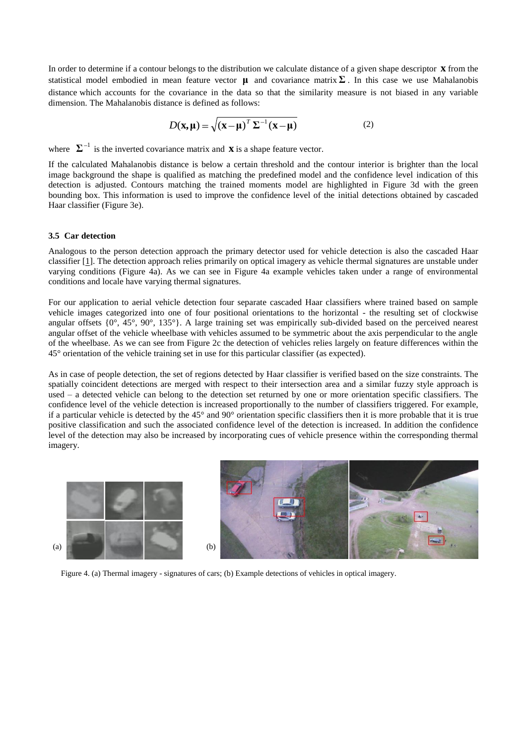In order to determine if a contour belongs to the distribution we calculate distance of a given shape descriptor $\mathbf{x}$ from the statistical model embodied in mean feature vector $\boldsymbol{\mu}$ and covariance matrix $\boldsymbol{\Sigma}$. In this case we use Mahalanobis distance which accounts for the covariance in the data so that the similarity measure is not biased in any variable dimension. The Mahalanobis distance is defined as follows:

$$D(\mathbf{x}, \boldsymbol{\mu}) = \sqrt{(\mathbf{x} - \boldsymbol{\mu})^T \boldsymbol{\Sigma}^{-1} (\mathbf{x} - \boldsymbol{\mu})} \qquad (2)$$

where $\boldsymbol{\Sigma}^{-1}$ is the inverted covariance matrix and $\mathbf{x}$ is a shape feature vector.

If the calculated Mahalanobis distance is below a certain threshold and the contour interior is brighter than the local image background the shape is qualified as matching the predefined model and the confidence level indication of this detection is adjusted. Contours matching the trained moments model are highlighted in Figure 3d with the green bounding box. This information is used to improve the confidence level of the initial detections obtained by cascaded Haar classifier (Figure 3e).

### 3.5 Car detection

Analogous to the person detection approach the primary detector used for vehicle detection is also the cascaded Haar classifier [1]. The detection approach relies primarily on optical imagery as vehicle thermal signatures are unstable under varying conditions (Figure 4a). As we can see in Figure 4a example vehicles taken under a range of environmental conditions and locale have varying thermal signatures.

For our application to aerial vehicle detection four separate cascaded Haar classifiers where trained based on sample vehicle images categorized into one of four positional orientations to the horizontal - the resulting set of clockwise angular offsets {0°, 45°, 90°, 135°}. A large training set was empirically sub-divided based on the perceived nearest angular offset of the vehicle wheelbase with vehicles assumed to be symmetric about the axis perpendicular to the angle of the wheelbase. As we can see from Figure 2c the detection of vehicles relies largely on feature differences within the 45° orientation of the vehicle training set in use for this particular classifier (as expected).

As in case of people detection, the set of regions detected by Haar classifier is verified based on the size constraints. The spatially coincident detections are merged with respect to their intersection area and a similar fuzzy style approach is used – a detected vehicle can belong to the detection set returned by one or more orientation specific classifiers. The confidence level of the vehicle detection is increased proportionally to the number of classifiers triggered. For example, if a particular vehicle is detected by the 45° and 90° orientation specific classifiers then it is more probable that it is true positive classification and such the associated confidence level of the detection is increased. In addition the confidence level of the detection may also be increased by incorporating cues of vehicle presence within the corresponding thermal imagery.

Figure 4. (a) Thermal imagery - signatures of cars; (b) Example detections of vehicles in optical imagery.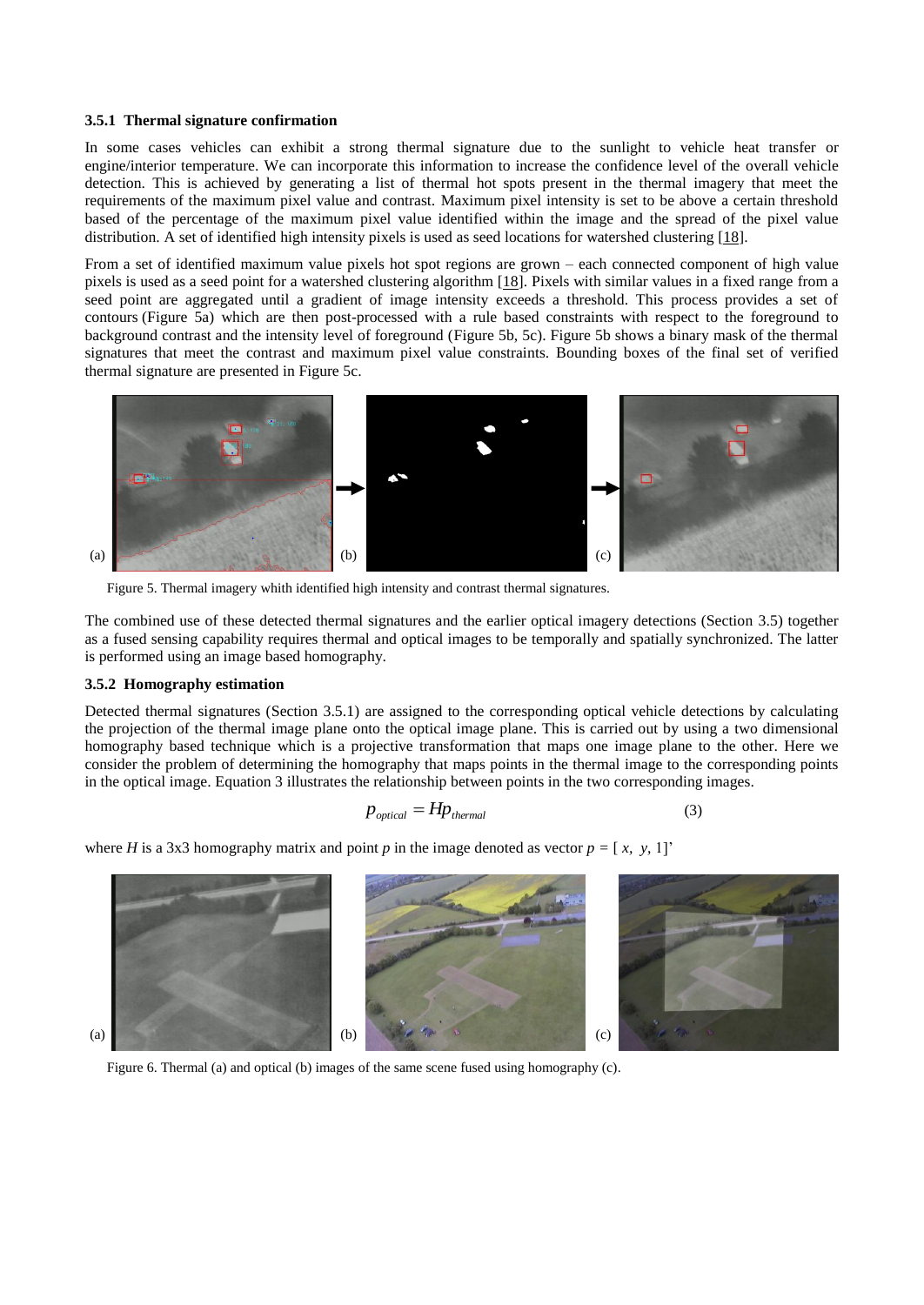### 3.5.1 Thermal signature confirmation

In some cases vehicles can exhibit a strong thermal signature due to the sunlight to vehicle heat transfer or engine/interior temperature. We can incorporate this information to increase the confidence level of the overall vehicle detection. This is achieved by generating a list of thermal hot spots present in the thermal imagery that meet the requirements of the maximum pixel value and contrast. Maximum pixel intensity is set to be above a certain threshold based of the percentage of the maximum pixel value identified within the image and the spread of the pixel value distribution. A set of identified high intensity pixels is used as seed locations for watershed clustering [18].

From a set of identified maximum value pixels hot spot regions are grown – each connected component of high value pixels is used as a seed point for a watershed clustering algorithm [18]. Pixels with similar values in a fixed range from a seed point are aggregated until a gradient of image intensity exceeds a threshold. This process provides a set of contours (Figure 5a) which are then post-processed with a rule based constraints with respect to the foreground to background contrast and the intensity level of foreground (Figure 5b, 5c). Figure 5b shows a binary mask of the thermal signatures that meet the contrast and maximum pixel value constraints. Bounding boxes of the final set of verified thermal signature are presented in Figure 5c.

(a) (b) (c)

Figure 5. Thermal imagery whith identified high intensity and contrast thermal signatures.

The combined use of these detected thermal signatures and the earlier optical imagery detections (Section 3.5) together as a fused sensing capability requires thermal and optical images to be temporally and spatially synchronized. The latter is performed using an image based homography.

### 3.5.2 Homography estimation

Detected thermal signatures (Section 3.5.1) are assigned to the corresponding optical vehicle detections by calculating the projection of the thermal image plane onto the optical image plane. This is carried out by using a two dimensional homography based technique which is a projective transformation that maps one image plane to the other. Here we consider the problem of determining the homography that maps points in the thermal image to the corresponding points in the optical image. Equation 3 illustrates the relationship between points in the two corresponding images.

$$p_{optical} = Hp_{thermal} \tag{3}$$

where $H$ is a 3x3 homography matrix and point $p$ in the image denoted as vector $p = [\,x,\; y,\; 1]'$

(a) (b) (c)

Figure 6. Thermal (a) and optical (b) images of the same scene fused using homography (c).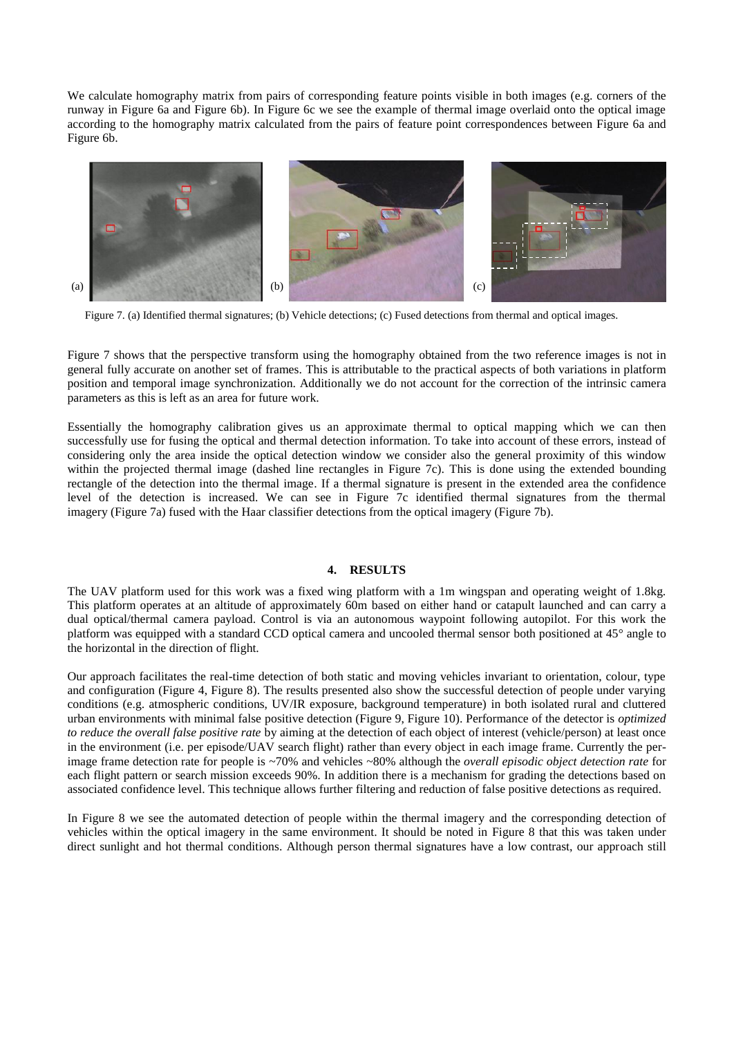We calculate homography matrix from pairs of corresponding feature points visible in both images (e.g. corners of the runway in Figure 6a and Figure 6b). In Figure 6c we see the example of thermal image overlaid onto the optical image according to the homography matrix calculated from the pairs of feature point correspondences between Figure 6a and Figure 6b.

(a) (b) (c)

Figure 7. (a) Identified thermal signatures; (b) Vehicle detections; (c) Fused detections from thermal and optical images.

Figure 7 shows that the perspective transform using the homography obtained from the two reference images is not in general fully accurate on another set of frames. This is attributable to the practical aspects of both variations in platform position and temporal image synchronization. Additionally we do not account for the correction of the intrinsic camera parameters as this is left as an area for future work.

Essentially the homography calibration gives us an approximate thermal to optical mapping which we can then successfully use for fusing the optical and thermal detection information. To take into account of these errors, instead of considering only the area inside the optical detection window we consider also the general proximity of this window within the projected thermal image (dashed line rectangles in Figure 7c). This is done using the extended bounding rectangle of the detection into the thermal image. If a thermal signature is present in the extended area the confidence level of the detection is increased. We can see in Figure 7c identified thermal signatures from the thermal imagery (Figure 7a) fused with the Haar classifier detections from the optical imagery (Figure 7b).

## 4. RESULTS

The UAV platform used for this work was a fixed wing platform with a 1m wingspan and operating weight of 1.8kg. This platform operates at an altitude of approximately 60m based on either hand or catapult launched and can carry a dual optical/thermal camera payload. Control is via an autonomous waypoint following autopilot. For this work the platform was equipped with a standard CCD optical camera and uncooled thermal sensor both positioned at 45° angle to the horizontal in the direction of flight.

Our approach facilitates the real-time detection of both static and moving vehicles invariant to orientation, colour, type and configuration (Figure 4, Figure 8). The results presented also show the successful detection of people under varying conditions (e.g. atmospheric conditions, UV/IR exposure, background temperature) in both isolated rural and cluttered urban environments with minimal false positive detection (Figure 9, Figure 10). Performance of the detector is *optimized to reduce the overall false positive rate* by aiming at the detection of each object of interest (vehicle/person) at least once in the environment (i.e. per episode/UAV search flight) rather than every object in each image frame. Currently the per-image frame detection rate for people is ~70% and vehicles ~80% although the *overall episodic object detection rate* for each flight pattern or search mission exceeds 90%. In addition there is a mechanism for grading the detections based on associated confidence level. This technique allows further filtering and reduction of false positive detections as required.

In Figure 8 we see the automated detection of people within the thermal imagery and the corresponding detection of vehicles within the optical imagery in the same environment. It should be noted in Figure 8 that this was taken under direct sunlight and hot thermal conditions. Although person thermal signatures have a low contrast, our approach still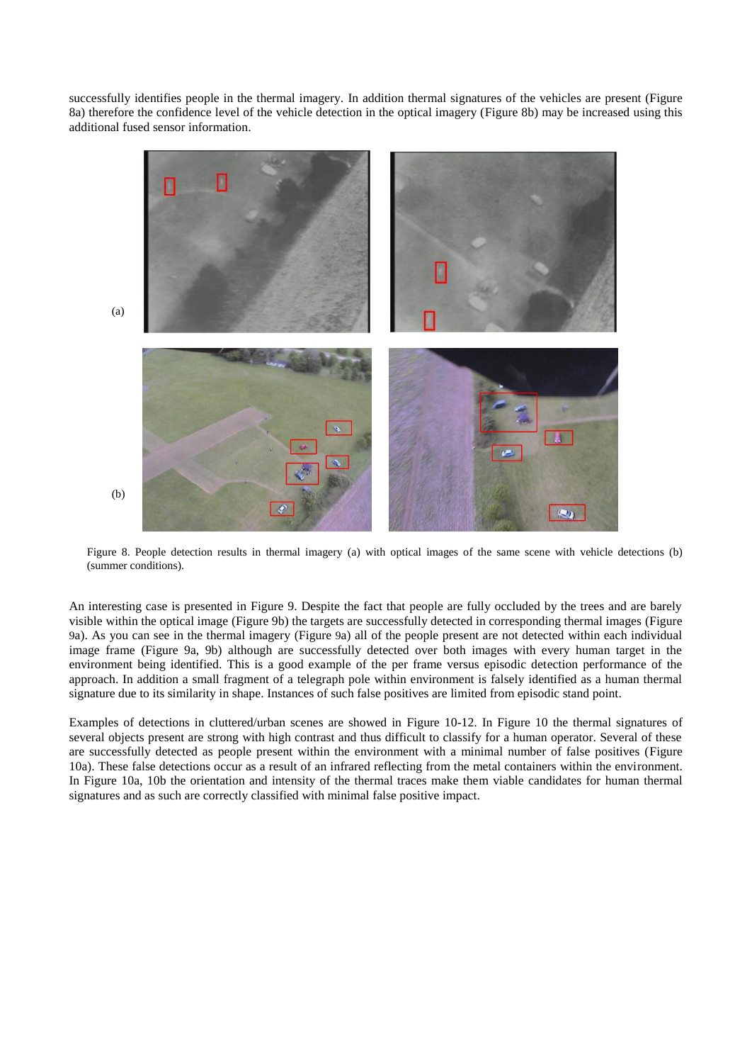successfully identifies people in the thermal imagery. In addition thermal signatures of the vehicles are present (Figure 8a) therefore the confidence level of the vehicle detection in the optical imagery (Figure 8b) may be increased using this additional fused sensor information.

(a)

(b)

Figure 8. People detection results in thermal imagery (a) with optical images of the same scene with vehicle detections (b) (summer conditions).

An interesting case is presented in Figure 9. Despite the fact that people are fully occluded by the trees and are barely visible within the optical image (Figure 9b) the targets are successfully detected in corresponding thermal images (Figure 9a). As you can see in the thermal imagery (Figure 9a) all of the people present are not detected within each individual image frame (Figure 9a, 9b) although are successfully detected over both images with every human target in the environment being identified. This is a good example of the per frame versus episodic detection performance of the approach. In addition a small fragment of a telegraph pole within environment is falsely identified as a human thermal signature due to its similarity in shape. Instances of such false positives are limited from episodic stand point.

Examples of detections in cluttered/urban scenes are showed in Figure 10-12. In Figure 10 the thermal signatures of several objects present are strong with high contrast and thus difficult to classify for a human operator. Several of these are successfully detected as people present within the environment with a minimal number of false positives (Figure 10a). These false detections occur as a result of an infrared reflecting from the metal containers within the environment. In Figure 10a, 10b the orientation and intensity of the thermal traces make them viable candidates for human thermal signatures and as such are correctly classified with minimal false positive impact.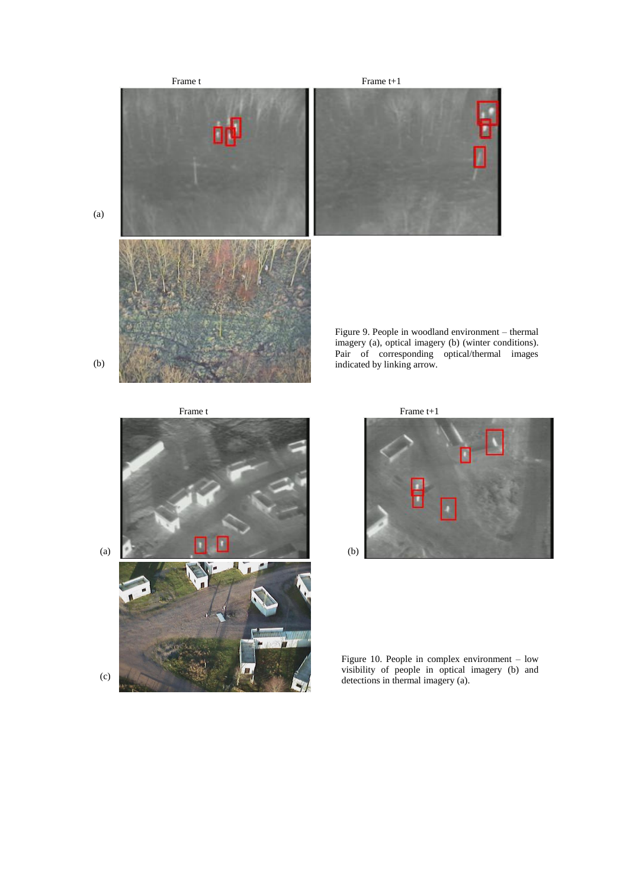Frame t

Frame t+1

(a)

(b)

Figure 9. People in woodland environment – thermal imagery (a), optical imagery (b) (winter conditions). Pair of corresponding optical/thermal images indicated by linking arrow.

Frame t

Frame t+1

(a)

(b)

(c)

Figure 10. People in complex environment – low visibility of people in optical imagery (b) and detections in thermal imagery (a).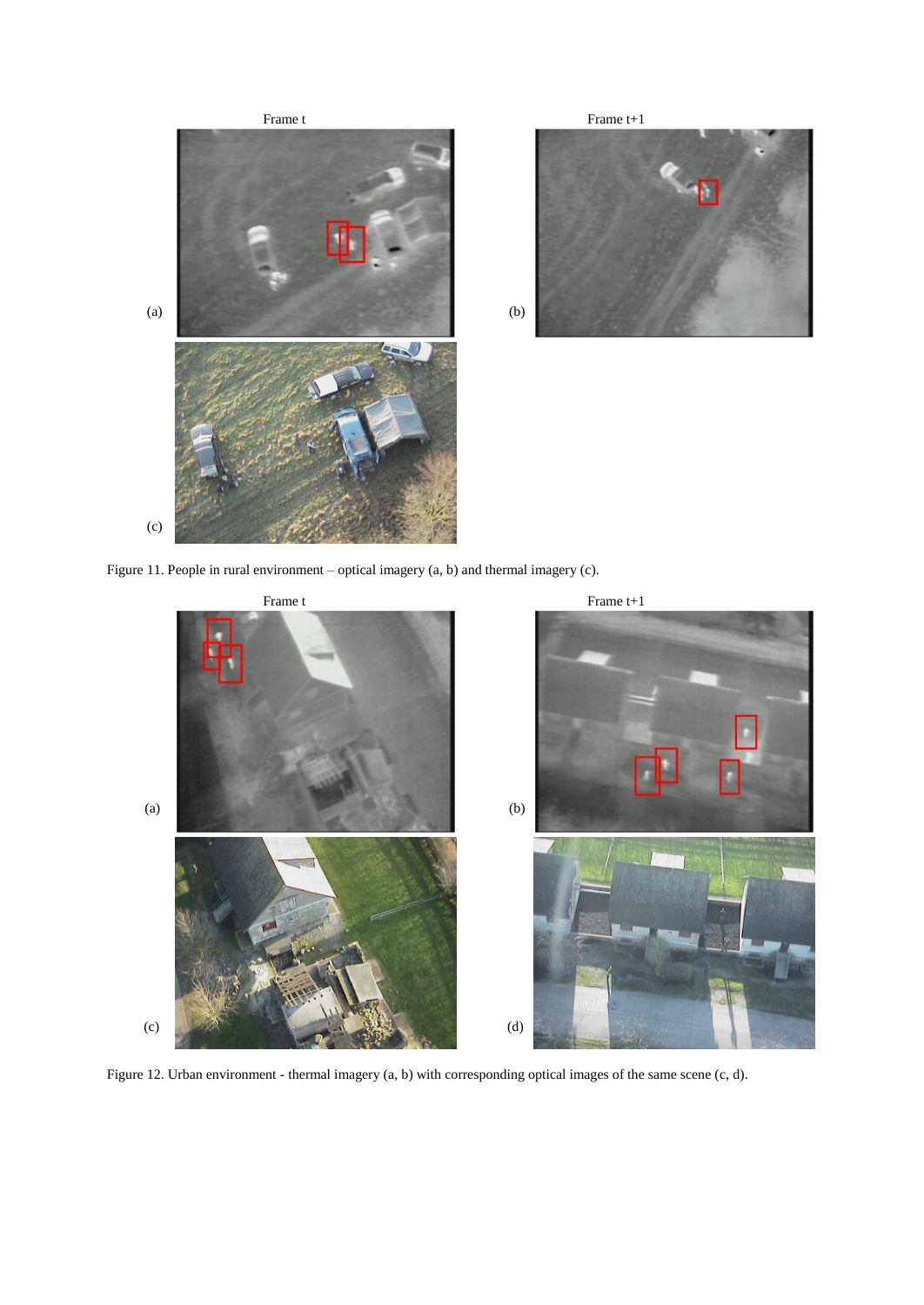Frame t

Frame t+1

(a)

(b)

(c)

Figure 11. People in rural environment – optical imagery (a, b) and thermal imagery (c).

Frame t

Frame t+1

(a)

(b)

(c)

(d)

Figure 12. Urban environment - thermal imagery (a, b) with corresponding optical images of the same scene (c, d).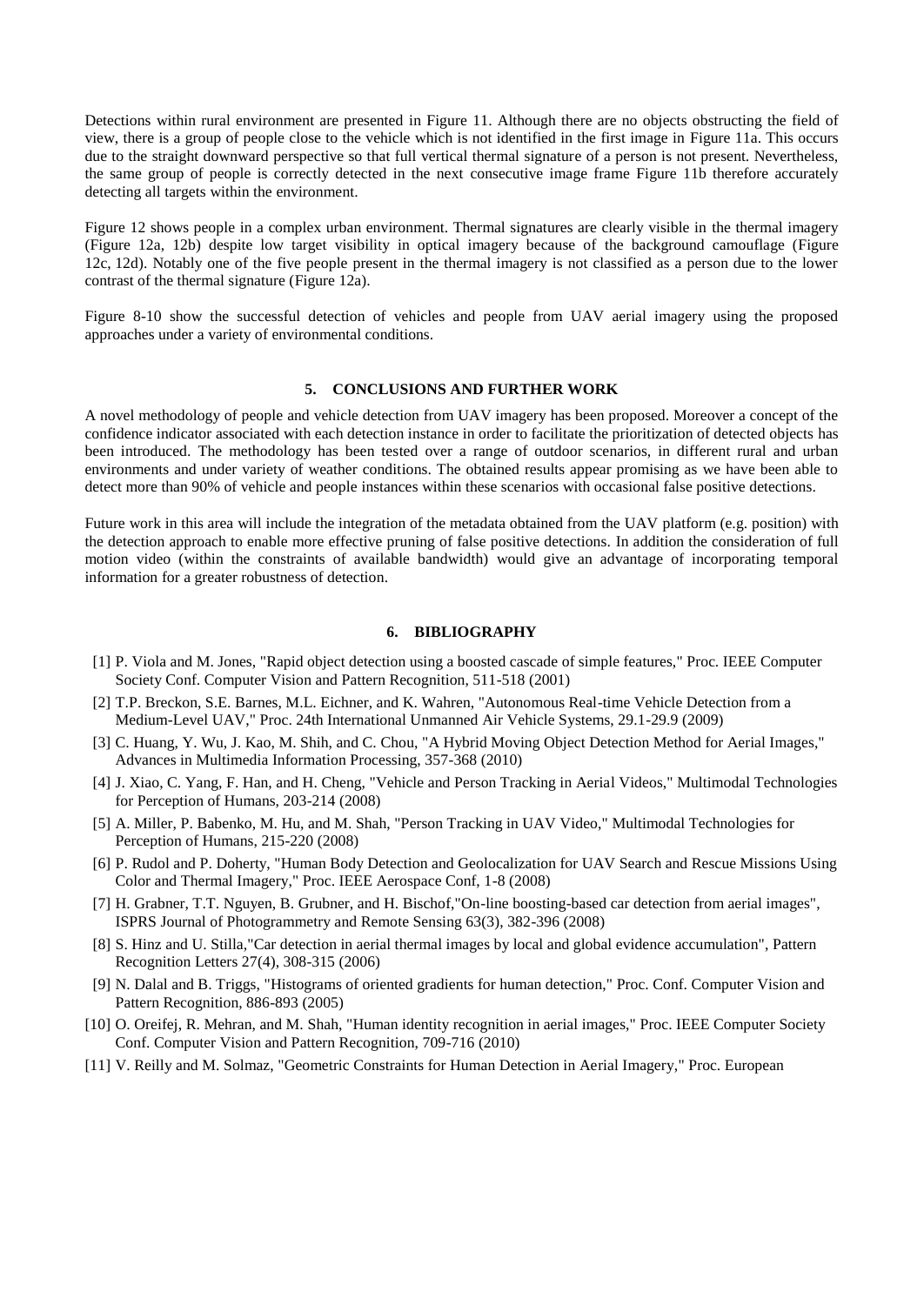Detections within rural environment are presented in Figure 11. Although there are no objects obstructing the field of view, there is a group of people close to the vehicle which is not identified in the first image in Figure 11a. This occurs due to the straight downward perspective so that full vertical thermal signature of a person is not present. Nevertheless, the same group of people is correctly detected in the next consecutive image frame Figure 11b therefore accurately detecting all targets within the environment.

Figure 12 shows people in a complex urban environment. Thermal signatures are clearly visible in the thermal imagery (Figure 12a, 12b) despite low target visibility in optical imagery because of the background camouflage (Figure 12c, 12d). Notably one of the five people present in the thermal imagery is not classified as a person due to the lower contrast of the thermal signature (Figure 12a).

Figure 8-10 show the successful detection of vehicles and people from UAV aerial imagery using the proposed approaches under a variety of environmental conditions.

## 5. CONCLUSIONS AND FURTHER WORK

A novel methodology of people and vehicle detection from UAV imagery has been proposed. Moreover a concept of the confidence indicator associated with each detection instance in order to facilitate the prioritization of detected objects has been introduced. The methodology has been tested over a range of outdoor scenarios, in different rural and urban environments and under variety of weather conditions. The obtained results appear promising as we have been able to detect more than 90% of vehicle and people instances within these scenarios with occasional false positive detections.

Future work in this area will include the integration of the metadata obtained from the UAV platform (e.g. position) with the detection approach to enable more effective pruning of false positive detections. In addition the consideration of full motion video (within the constraints of available bandwidth) would give an advantage of incorporating temporal information for a greater robustness of detection.

## 6. BIBLIOGRAPHY

[1] P. Viola and M. Jones, "Rapid object detection using a boosted cascade of simple features," Proc. IEEE Computer Society Conf. Computer Vision and Pattern Recognition, 511-518 (2001)

[2] T.P. Breckon, S.E. Barnes, M.L. Eichner, and K. Wahren, "Autonomous Real-time Vehicle Detection from a Medium-Level UAV," Proc. 24th International Unmanned Air Vehicle Systems, 29.1-29.9 (2009)

[3] C. Huang, Y. Wu, J. Kao, M. Shih, and C. Chou, "A Hybrid Moving Object Detection Method for Aerial Images," Advances in Multimedia Information Processing, 357-368 (2010)

[4] J. Xiao, C. Yang, F. Han, and H. Cheng, "Vehicle and Person Tracking in Aerial Videos," Multimodal Technologies for Perception of Humans, 203-214 (2008)

[5] A. Miller, P. Babenko, M. Hu, and M. Shah, "Person Tracking in UAV Video," Multimodal Technologies for Perception of Humans, 215-220 (2008)

[6] P. Rudol and P. Doherty, "Human Body Detection and Geolocalization for UAV Search and Rescue Missions Using Color and Thermal Imagery," Proc. IEEE Aerospace Conf, 1-8 (2008)

[7] H. Grabner, T.T. Nguyen, B. Grubner, and H. Bischof,"On-line boosting-based car detection from aerial images", ISPRS Journal of Photogrammetry and Remote Sensing 63(3), 382-396 (2008)

[8] S. Hinz and U. Stilla,"Car detection in aerial thermal images by local and global evidence accumulation", Pattern Recognition Letters 27(4), 308-315 (2006)

[9] N. Dalal and B. Triggs, "Histograms of oriented gradients for human detection," Proc. Conf. Computer Vision and Pattern Recognition, 886-893 (2005)

[10] O. Oreifej, R. Mehran, and M. Shah, "Human identity recognition in aerial images," Proc. IEEE Computer Society Conf. Computer Vision and Pattern Recognition, 709-716 (2010)

[11] V. Reilly and M. Solmaz, "Geometric Constraints for Human Detection in Aerial Imagery," Proc. European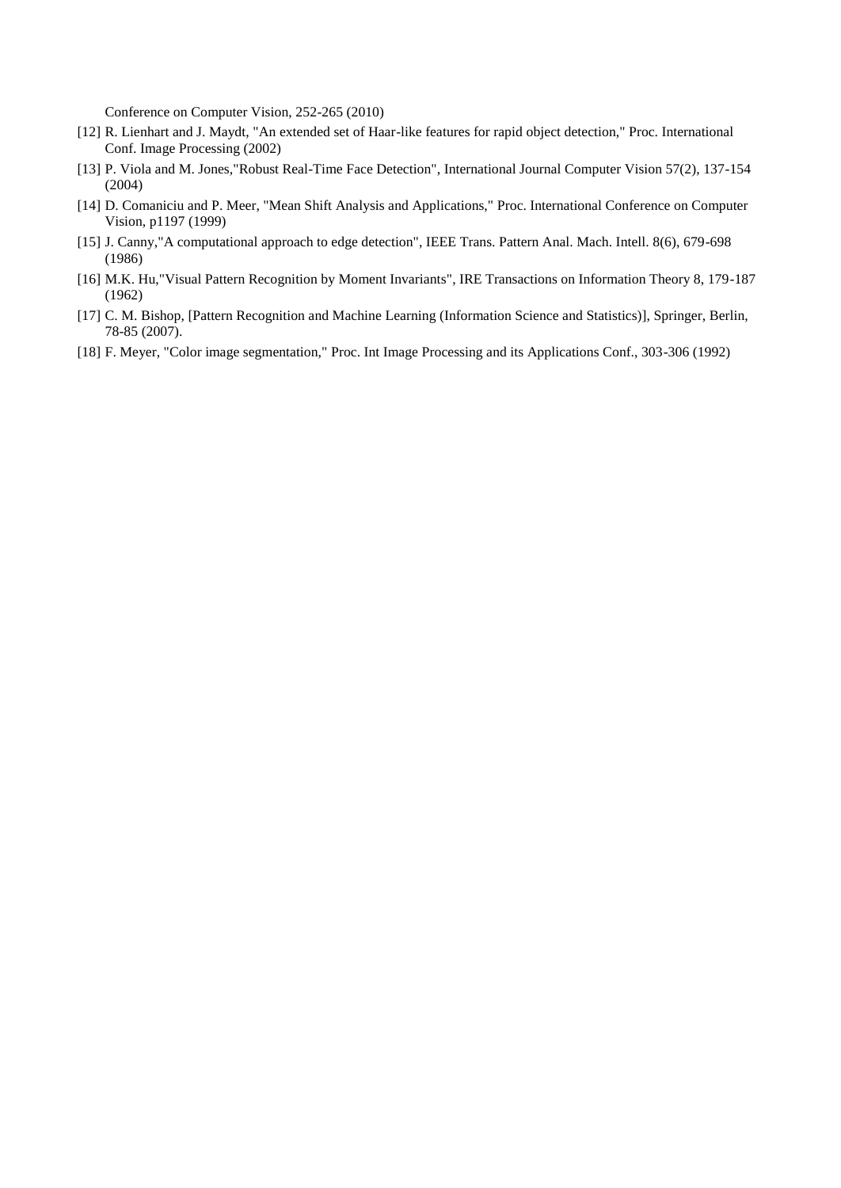Conference on Computer Vision, 252-265 (2010)

[12] R. Lienhart and J. Maydt, "An extended set of Haar-like features for rapid object detection," Proc. International Conf. Image Processing (2002)

[13] P. Viola and M. Jones,"Robust Real-Time Face Detection", International Journal Computer Vision 57(2), 137-154 (2004)

[14] D. Comaniciu and P. Meer, "Mean Shift Analysis and Applications," Proc. International Conference on Computer Vision, p1197 (1999)

[15] J. Canny,"A computational approach to edge detection", IEEE Trans. Pattern Anal. Mach. Intell. 8(6), 679-698 (1986)

[16] M.K. Hu,"Visual Pattern Recognition by Moment Invariants", IRE Transactions on Information Theory 8, 179-187 (1962)

[17] C. M. Bishop, [Pattern Recognition and Machine Learning (Information Science and Statistics)], Springer, Berlin, 78-85 (2007).

[18] F. Meyer, "Color image segmentation," Proc. Int Image Processing and its Applications Conf., 303-306 (1992)